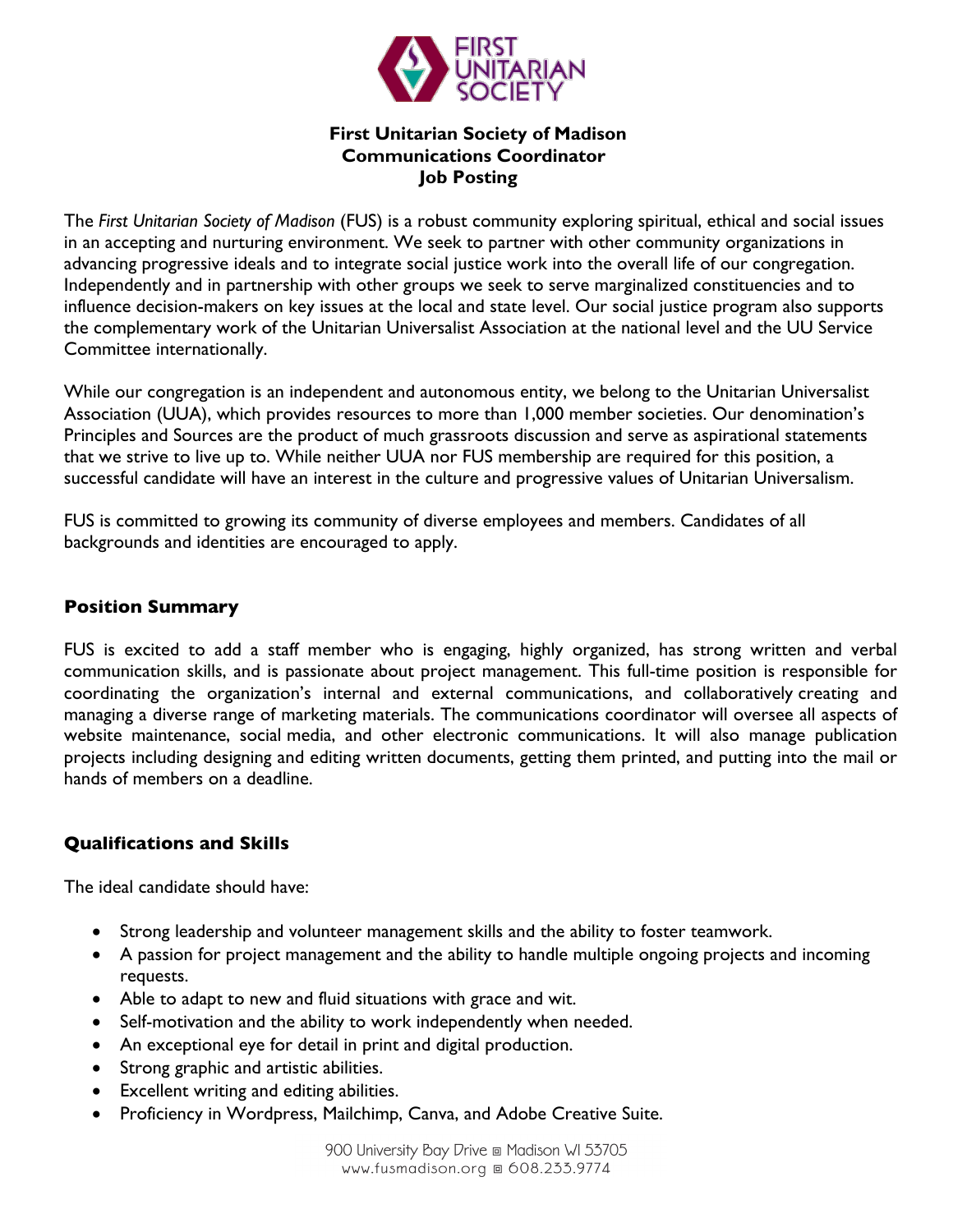# First Unitarian Society of Madison
## Communications Coordinator
## Job Posting

The *First Unitarian Society of Madison* (FUS) is a robust community exploring spiritual, ethical and social issues in an accepting and nurturing environment. We seek to partner with other community organizations in advancing progressive ideals and to integrate social justice work into the overall life of our congregation. Independently and in partnership with other groups we seek to serve marginalized constituencies and to influence decision-makers on key issues at the local and state level. Our social justice program also supports the complementary work of the Unitarian Universalist Association at the national level and the UU Service Committee internationally.

While our congregation is an independent and autonomous entity, we belong to the Unitarian Universalist Association (UUA), which provides resources to more than 1,000 member societies. Our denomination's Principles and Sources are the product of much grassroots discussion and serve as aspirational statements that we strive to live up to. While neither UUA nor FUS membership are required for this position, a successful candidate will have an interest in the culture and progressive values of Unitarian Universalism.

FUS is committed to growing its community of diverse employees and members. Candidates of all backgrounds and identities are encouraged to apply.

### Position Summary

FUS is excited to add a staff member who is engaging, highly organized, has strong written and verbal communication skills, and is passionate about project management. This full-time position is responsible for coordinating the organization's internal and external communications, and collaboratively creating and managing a diverse range of marketing materials. The communications coordinator will oversee all aspects of website maintenance, social media, and other electronic communications. It will also manage publication projects including designing and editing written documents, getting them printed, and putting into the mail or hands of members on a deadline.

### Qualifications and Skills

The ideal candidate should have:

- Strong leadership and volunteer management skills and the ability to foster teamwork.
- A passion for project management and the ability to handle multiple ongoing projects and incoming requests.
- Able to adapt to new and fluid situations with grace and wit.
- Self-motivation and the ability to work independently when needed.
- An exceptional eye for detail in print and digital production.
- Strong graphic and artistic abilities.
- Excellent writing and editing abilities.
- Proficiency in Wordpress, Mailchimp, Canva, and Adobe Creative Suite.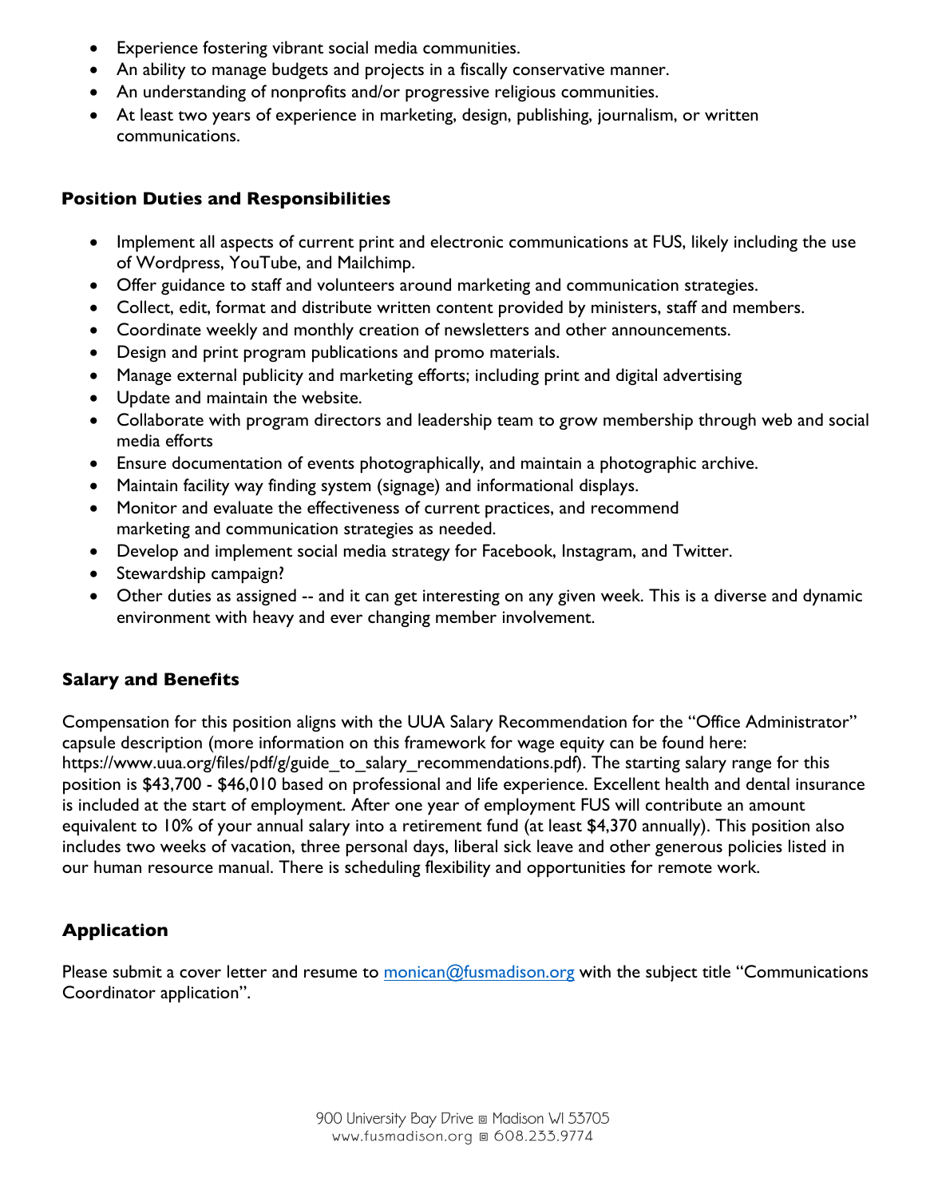- Experience fostering vibrant social media communities.
- An ability to manage budgets and projects in a fiscally conservative manner.
- An understanding of nonprofits and/or progressive religious communities.
- At least two years of experience in marketing, design, publishing, journalism, or written communications.

### Position Duties and Responsibilities

- Implement all aspects of current print and electronic communications at FUS, likely including the use of Wordpress, YouTube, and Mailchimp.
- Offer guidance to staff and volunteers around marketing and communication strategies.
- Collect, edit, format and distribute written content provided by ministers, staff and members.
- Coordinate weekly and monthly creation of newsletters and other announcements.
- Design and print program publications and promo materials.
- Manage external publicity and marketing efforts; including print and digital advertising
- Update and maintain the website.
- Collaborate with program directors and leadership team to grow membership through web and social media efforts
- Ensure documentation of events photographically, and maintain a photographic archive.
- Maintain facility way finding system (signage) and informational displays.
- Monitor and evaluate the effectiveness of current practices, and recommend marketing and communication strategies as needed.
- Develop and implement social media strategy for Facebook, Instagram, and Twitter.
- Stewardship campaign?
- Other duties as assigned -- and it can get interesting on any given week. This is a diverse and dynamic environment with heavy and ever changing member involvement.

### Salary and Benefits

Compensation for this position aligns with the UUA Salary Recommendation for the "Office Administrator" capsule description (more information on this framework for wage equity can be found here: https://www.uua.org/files/pdf/g/guide_to_salary_recommendations.pdf). The starting salary range for this position is $43,700 - $46,010 based on professional and life experience. Excellent health and dental insurance is included at the start of employment. After one year of employment FUS will contribute an amount equivalent to 10% of your annual salary into a retirement fund (at least $4,370 annually). This position also includes two weeks of vacation, three personal days, liberal sick leave and other generous policies listed in our human resource manual. There is scheduling flexibility and opportunities for remote work.

### Application

Please submit a cover letter and resume to [monican@fusmadison.org](mailto:monican@fusmadison.org) with the subject title "Communications Coordinator application".

900 University Bay Drive ◘ Madison WI 53705
www.fusmadison.org ◘ 608.233.9774